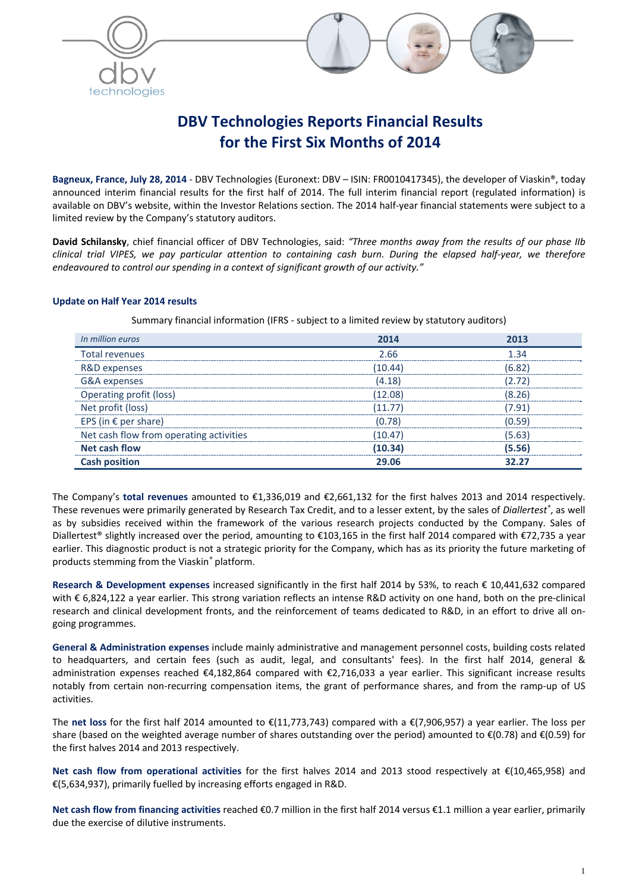# DBV Technologies Reports Financial Results for the First Six Months of 2014

**Bagneux, France, July 28, 2014** - DBV Technologies (Euronext: DBV – ISIN: FR0010417345), the developer of Viaskin®, today announced interim financial results for the first half of 2014. The full interim financial report (regulated information) is available on DBV's website, within the Investor Relations section. The 2014 half-year financial statements were subject to a limited review by the Company's statutory auditors.

**David Schilansky**, chief financial officer of DBV Technologies, said: *"Three months away from the results of our phase IIb clinical trial VIPES, we pay particular attention to containing cash burn. During the elapsed half-year, we therefore endeavoured to control our spending in a context of significant growth of our activity."*

### Update on Half Year 2014 results

Summary financial information (IFRS - subject to a limited review by statutory auditors)

| *In million euros* | **2014** | **2013** |
|---|---|---|
| Total revenues | 2.66 | 1.34 |
| R&D expenses | (10.44) | (6.82) |
| G&A expenses | (4.18) | (2.72) |
| Operating profit (loss) | (12.08) | (8.26) |
| Net profit (loss) | (11.77) | (7.91) |
| EPS (in € per share) | (0.78) | (0.59) |
| Net cash flow from operating activities | (10.47) | (5.63) |
| **Net cash flow** | **(10.34)** | **(5.56)** |
| **Cash position** | **29.06** | **32.27** |

The Company's **total revenues** amounted to €1,336,019 and €2,661,132 for the first halves 2013 and 2014 respectively. These revenues were primarily generated by Research Tax Credit, and to a lesser extent, by the sales of *Diallertest*®, as well as by subsidies received within the framework of the various research projects conducted by the Company. Sales of Diallertest® slightly increased over the period, amounting to €103,165 in the first half 2014 compared with €72,735 a year earlier. This diagnostic product is not a strategic priority for the Company, which has as its priority the future marketing of products stemming from the Viaskin® platform.

**Research & Development expenses** increased significantly in the first half 2014 by 53%, to reach € 10,441,632 compared with € 6,824,122 a year earlier. This strong variation reflects an intense R&D activity on one hand, both on the pre-clinical research and clinical development fronts, and the reinforcement of teams dedicated to R&D, in an effort to drive all on-going programmes.

**General & Administration expenses** include mainly administrative and management personnel costs, building costs related to headquarters, and certain fees (such as audit, legal, and consultants' fees). In the first half 2014, general & administration expenses reached €4,182,864 compared with €2,716,033 a year earlier. This significant increase results notably from certain non-recurring compensation items, the grant of performance shares, and from the ramp-up of US activities.

The **net loss** for the first half 2014 amounted to €(11,773,743) compared with a €(7,906,957) a year earlier. The loss per share (based on the weighted average number of shares outstanding over the period) amounted to €(0.78) and €(0.59) for the first halves 2014 and 2013 respectively.

**Net cash flow from operational activities** for the first halves 2014 and 2013 stood respectively at €(10,465,958) and €(5,634,937), primarily fuelled by increasing efforts engaged in R&D.

**Net cash flow from financing activities** reached €0.7 million in the first half 2014 versus €1.1 million a year earlier, primarily due the exercise of dilutive instruments.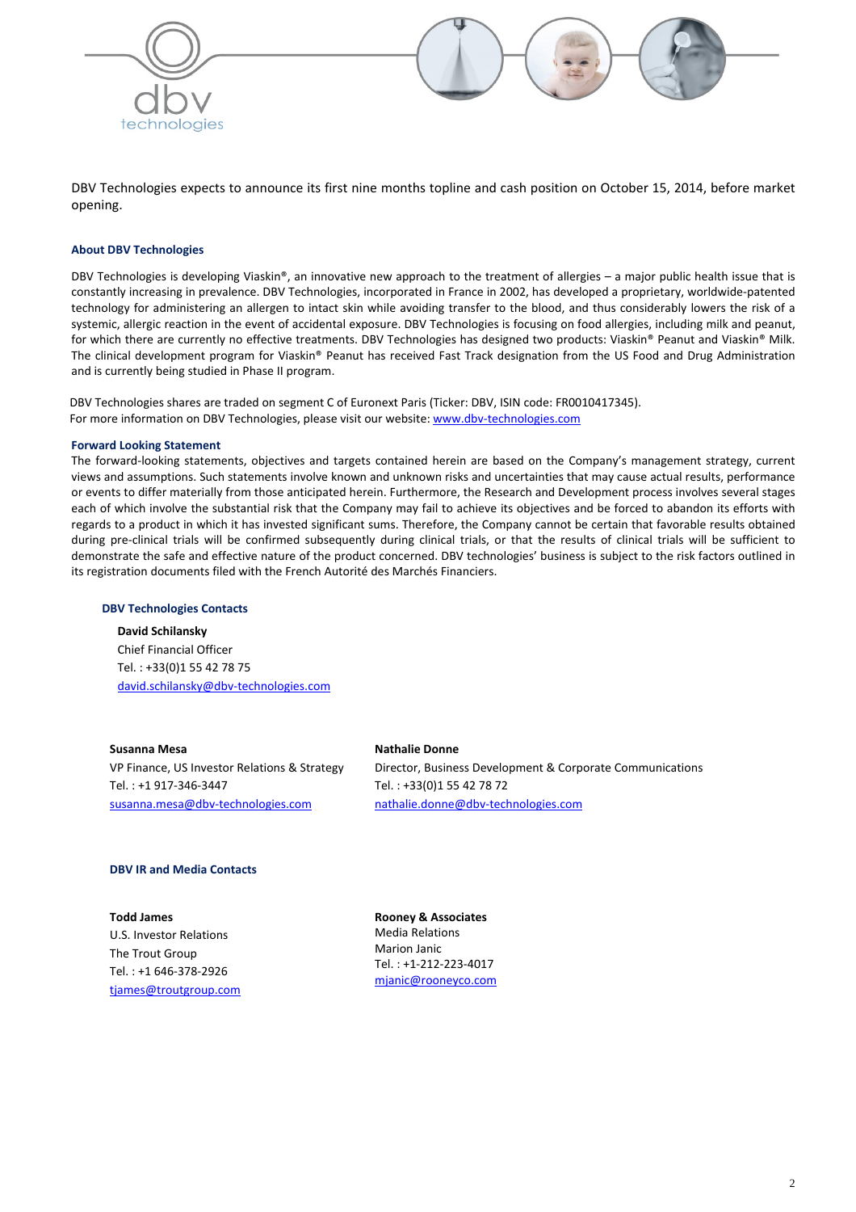DBV Technologies expects to announce its first nine months topline and cash position on October 15, 2014, before market opening.

### About DBV Technologies

DBV Technologies is developing Viaskin®, an innovative new approach to the treatment of allergies – a major public health issue that is constantly increasing in prevalence. DBV Technologies, incorporated in France in 2002, has developed a proprietary, worldwide-patented technology for administering an allergen to intact skin while avoiding transfer to the blood, and thus considerably lowers the risk of a systemic, allergic reaction in the event of accidental exposure. DBV Technologies is focusing on food allergies, including milk and peanut, for which there are currently no effective treatments. DBV Technologies has designed two products: Viaskin® Peanut and Viaskin® Milk. The clinical development program for Viaskin® Peanut has received Fast Track designation from the US Food and Drug Administration and is currently being studied in Phase II program.

DBV Technologies shares are traded on segment C of Euronext Paris (Ticker: DBV, ISIN code: FR0010417345).
For more information on DBV Technologies, please visit our website: [www.dbv-technologies.com](http://www.dbv-technologies.com)

### Forward Looking Statement

The forward-looking statements, objectives and targets contained herein are based on the Company's management strategy, current views and assumptions. Such statements involve known and unknown risks and uncertainties that may cause actual results, performance or events to differ materially from those anticipated herein. Furthermore, the Research and Development process involves several stages each of which involve the substantial risk that the Company may fail to achieve its objectives and be forced to abandon its efforts with regards to a product in which it has invested significant sums. Therefore, the Company cannot be certain that favorable results obtained during pre-clinical trials will be confirmed subsequently during clinical trials, or that the results of clinical trials will be sufficient to demonstrate the safe and effective nature of the product concerned. DBV technologies' business is subject to the risk factors outlined in its registration documents filed with the French Autorité des Marchés Financiers.

### DBV Technologies Contacts

**David Schilansky**
Chief Financial Officer
Tel. : +33(0)1 55 42 78 75
[david.schilansky@dbv-technologies.com](mailto:david.schilansky@dbv-technologies.com)

**Susanna Mesa**
VP Finance, US Investor Relations & Strategy
Tel. : +1 917-346-3447
[susanna.mesa@dbv-technologies.com](mailto:susanna.mesa@dbv-technologies.com)

**Nathalie Donne**
Director, Business Development & Corporate Communications
Tel. : +33(0)1 55 42 78 72
[nathalie.donne@dbv-technologies.com](mailto:nathalie.donne@dbv-technologies.com)

### DBV IR and Media Contacts

**Todd James**
U.S. Investor Relations
The Trout Group
Tel. : +1 646-378-2926
[tjames@troutgroup.com](mailto:tjames@troutgroup.com)

**Rooney & Associates**
Media Relations
Marion Janic
Tel. : +1-212-223-4017
[mjanic@rooneyco.com](mailto:mjanic@rooneyco.com)